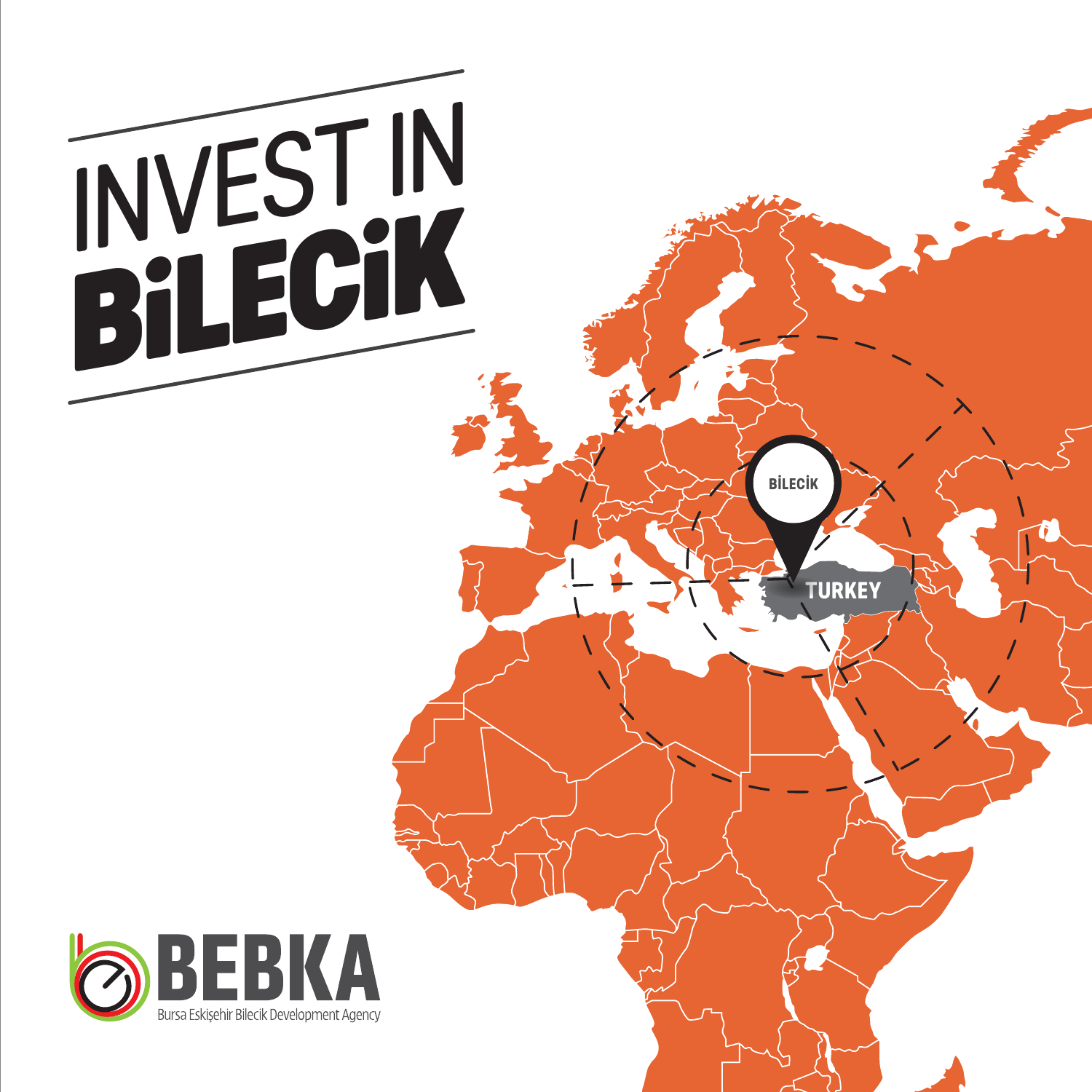# INVEST IN BİLECİK

BİLECİK

TURKEY

BEBKA

Bursa Eskişehir Bilecik Development Agency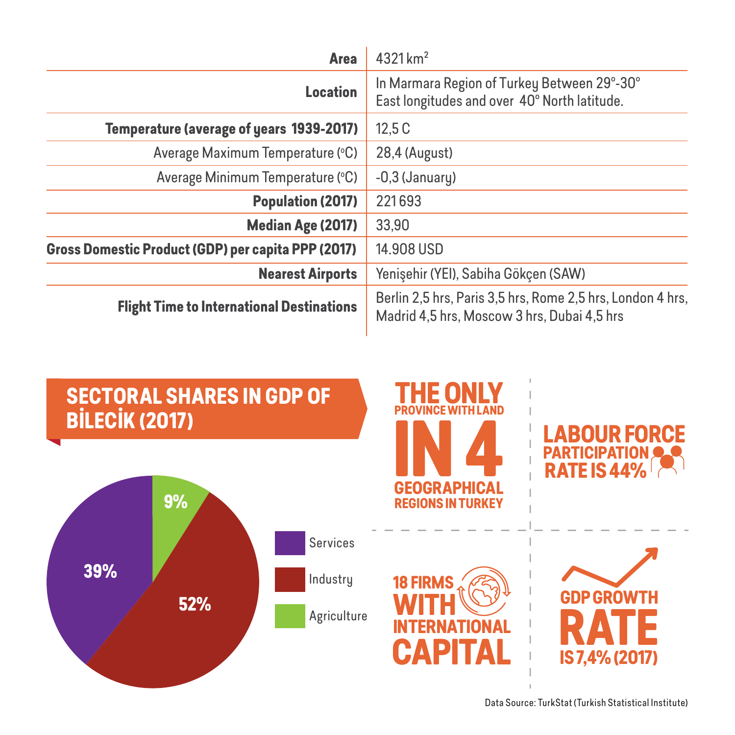| | |
|---|---|
| **Area** | 4321 km$^2$ |
| **Location** | In Marmara Region of Turkey Between 29°-30° East longitudes and over 40° North latitude. |
| **Temperature (average of years 1939-2017)** | 12,5 C |
| Average Maximum Temperature (°C) | 28,4 (August) |
| Average Minimum Temperature (°C) | -0,3 (January) |
| **Population (2017)** | 221 693 |
| **Median Age (2017)** | 33,90 |
| **Gross Domestic Product (GDP) per capita PPP (2017)** | 14.908 USD |
| **Nearest Airports** | Yenişehir (YEI), Sabiha Gökçen (SAW) |
| **Flight Time to International Destinations** | Berlin 2,5 hrs, Paris 3,5 hrs, Rome 2,5 hrs, London 4 hrs, Madrid 4,5 hrs, Moscow 3 hrs, Dubai 4,5 hrs |

## SECTORAL SHARES IN GDP OF BİLECİK (2017)

| Sector | Share |
|---|---|
| Services | 39% |
| Industry | 52% |
| Agriculture | 9% |

**THE ONLY PROVINCE WITH LAND IN 4 GEOGRAPHICAL REGIONS IN TURKEY**

**LABOUR FORCE PARTICIPATION RATE IS 44%**

**18 FIRMS WITH INTERNATIONAL CAPITAL**

**GDP GROWTH RATE IS 7,4% (2017)**

Data Source: TurkStat (Turkish Statistical Institute)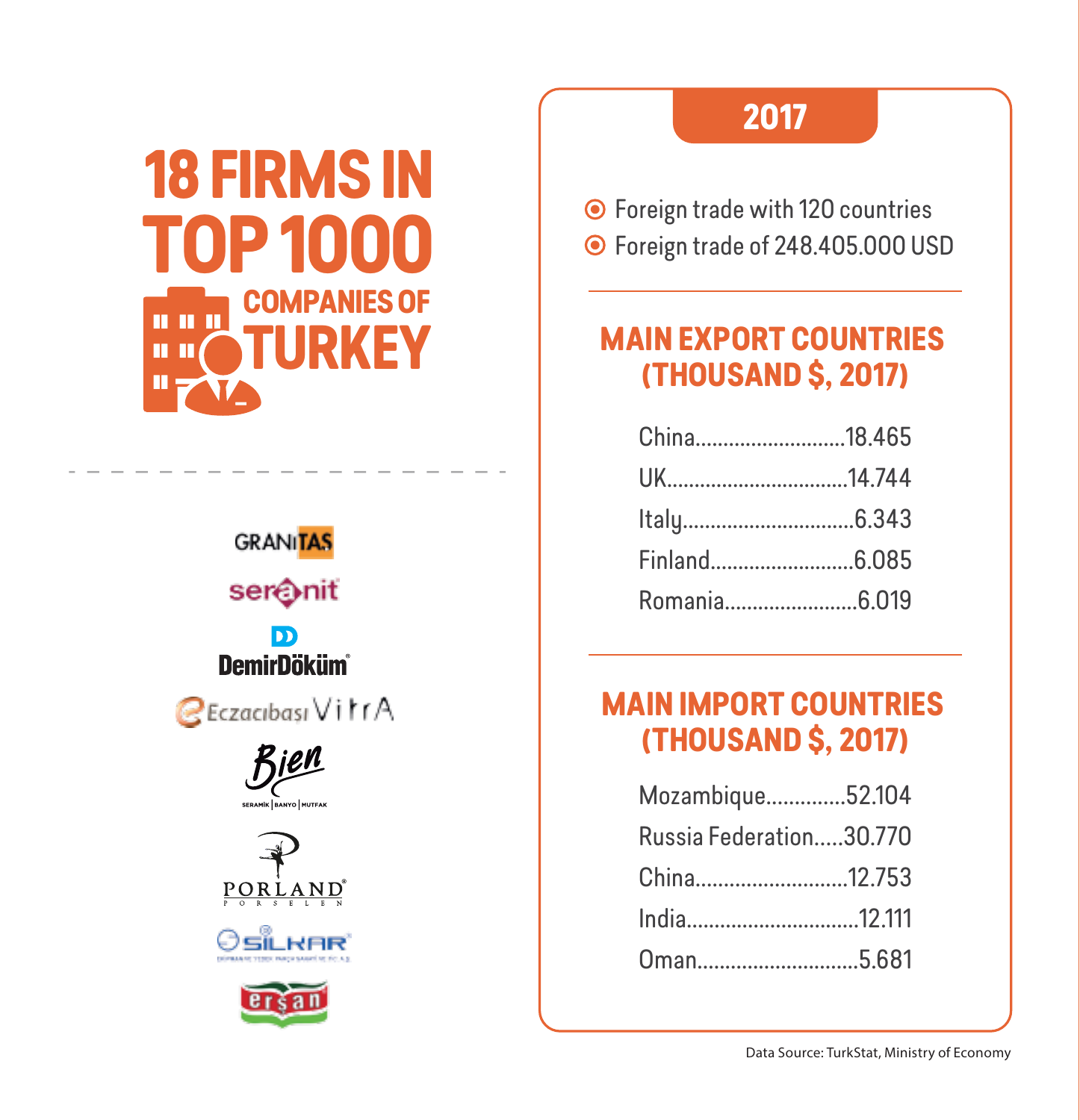# 18 FIRMS IN TOP 1000 COMPANIES OF TURKEY

GRANITAS

seranit

DemirDöküm

Eczacıbaşı VitrA

Bien
SERAMİK | BANYO | MUTFAK

PORLAND
PORSELEN

SİLKAR

erşan

## 2017

- Foreign trade with 120 countries
- Foreign trade of 248.405.000 USD

## MAIN EXPORT COUNTRIES (THOUSAND $, 2017)

| Country | Value |
|---|---|
| China | 18.465 |
| UK | 14.744 |
| Italy | 6.343 |
| Finland | 6.085 |
| Romania | 6.019 |

## MAIN IMPORT COUNTRIES (THOUSAND $, 2017)

| Country | Value |
|---|---|
| Mozambique | 52.104 |
| Russia Federation | 30.770 |
| China | 12.753 |
| India | 12.111 |
| Oman | 5.681 |

Data Source: TurkStat, Ministry of Economy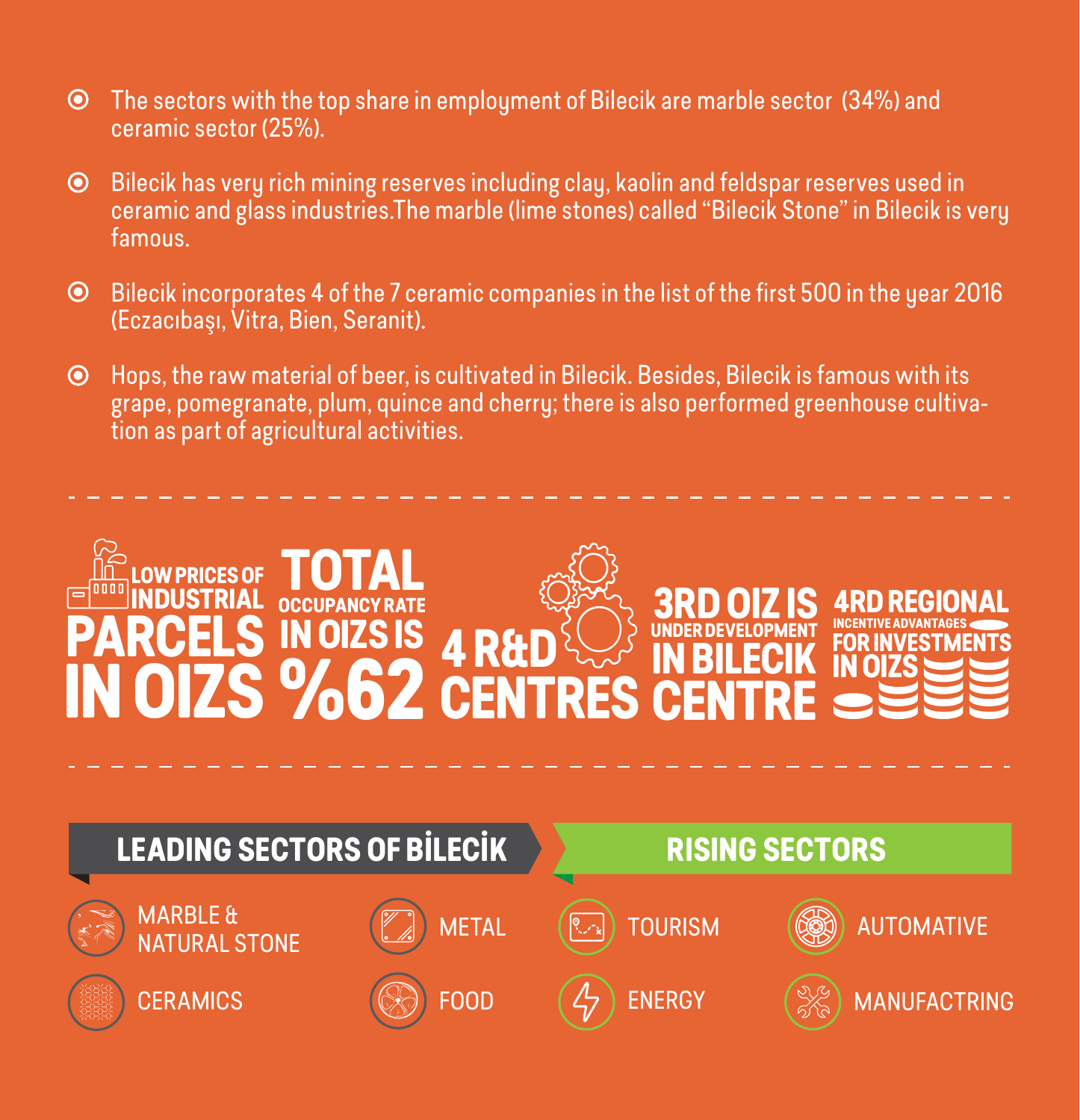- The sectors with the top share in employment of Bilecik are marble sector (34%) and ceramic sector (25%).
- Bilecik has very rich mining reserves including clay, kaolin and feldspar reserves used in ceramic and glass industries.The marble (lime stones) called "Bilecik Stone" in Bilecik is very famous.
- Bilecik incorporates 4 of the 7 ceramic companies in the list of the first 500 in the year 2016 (Eczacıbaşı, Vitra, Bien, Seranit).
- Hops, the raw material of beer, is cultivated in Bilecik. Besides, Bilecik is famous with its grape, pomegranate, plum, quince and cherry; there is also performed greenhouse cultivation as part of agricultural activities.

---

**LOW PRICES OF INDUSTRIAL PARCELS IN OIZS**

**TOTAL OCCUPANCY RATE IN OIZS IS %62**

**4 R&D CENTRES**

**3RD OIZ IS UNDER DEVELOPMENT IN BILECIK CENTRE**

**4RD REGIONAL INCENTIVE ADVANTAGES FOR INVESTMENTS IN OIZS**

---

## LEADING SECTORS OF BİLECİK

- MARBLE & NATURAL STONE
- METAL
- CERAMICS
- FOOD

## RISING SECTORS

- TOURISM
- AUTOMATIVE
- ENERGY
- MANUFACTRING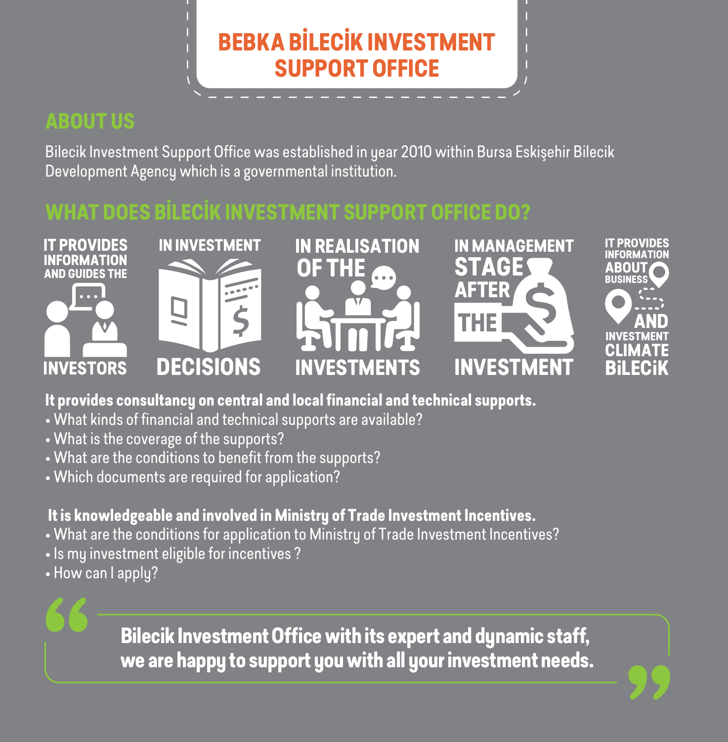# BEBKA BİLECİK INVESTMENT SUPPORT OFFICE

## ABOUT US

Bilecik Investment Support Office was established in year 2010 within Bursa Eskişehir Bilecik Development Agency which is a governmental institution.

## WHAT DOES BİLECİK INVESTMENT SUPPORT OFFICE DO?

- IT PROVIDES INFORMATION AND GUIDES THE INVESTORS
- IN INVESTMENT DECISIONS
- IN REALISATION OF THE INVESTMENTS
- IN MANAGEMENT STAGE AFTER THE INVESTMENT
- IT PROVIDES INFORMATION ABOUT BUSINESS AND INVESTMENT CLIMATE BİLECİK

**It provides consultancy on central and local financial and technical supports.**

- What kinds of financial and technical supports are available?
- What is the coverage of the supports?
- What are the conditions to benefit from the supports?
- Which documents are required for application?

**It is knowledgeable and involved in Ministry of Trade Investment Incentives.**

- What are the conditions for application to Ministry of Trade Investment Incentives?
- Is my investment eligible for incentives ?
- How can I apply?

> **Bilecik Investment Office with its expert and dynamic staff, we are happy to support you with all your investment needs.**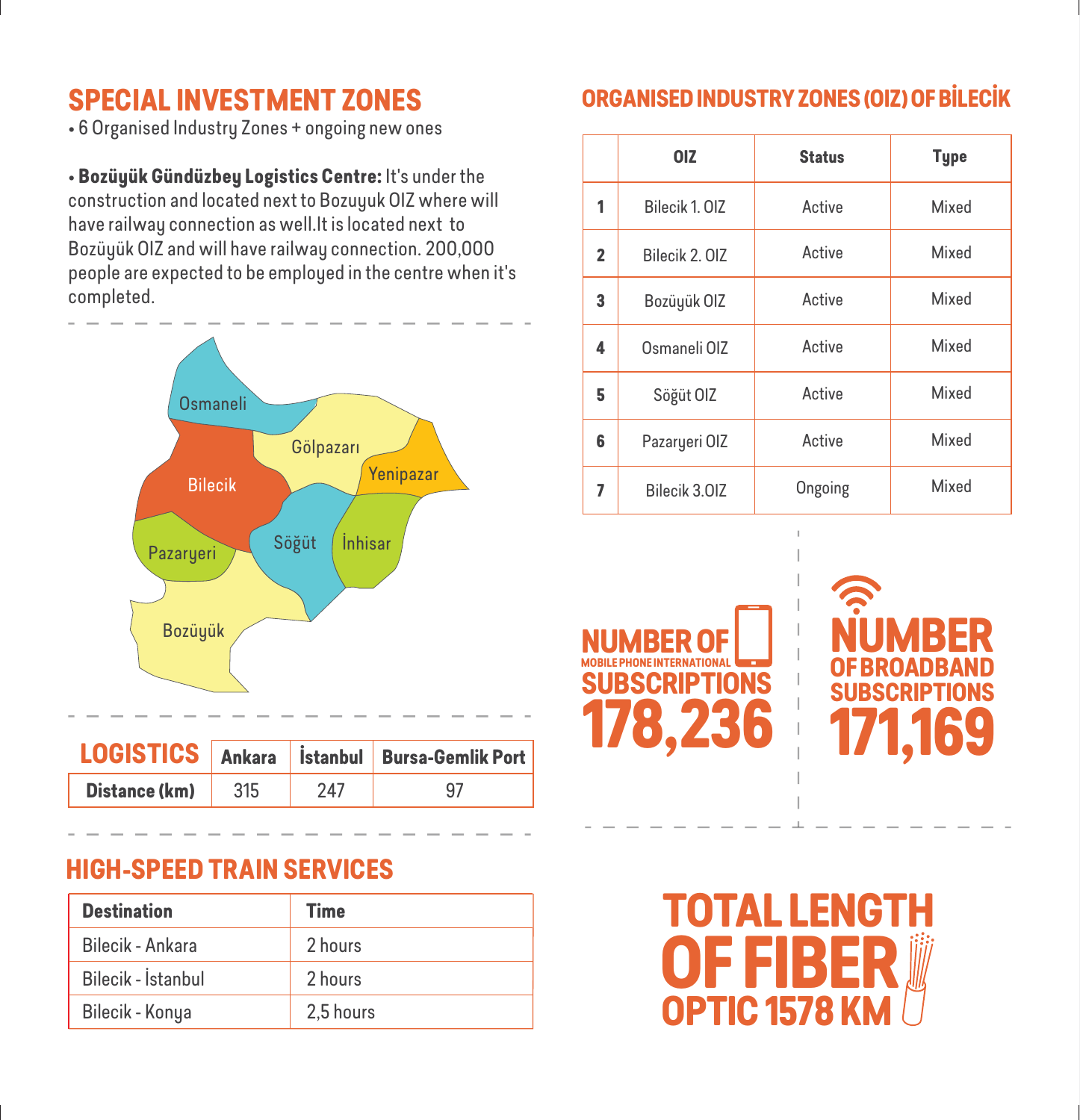## SPECIAL INVESTMENT ZONES

- 6 Organised Industry Zones + ongoing new ones

- **Bozüyük Gündüzbey Logistics Centre:** It's under the construction and located next to Bozuyuk OIZ where will have railway connection as well.It is located next to Bozüyük OIZ and will have railway connection. 200,000 people are expected to be employed in the centre when it's completed.

Osmaneli

Gölpazarı

Yenipazar

Bilecik

Söğüt

İnhisar

Pazaryeri

Bozüyük

| LOGISTICS | Ankara | İstanbul | Bursa-Gemlik Port |
|---|---|---|---|
| **Distance (km)** | 315 | 247 | 97 |

## HIGH-SPEED TRAIN SERVICES

| Destination | Time |
|---|---|
| Bilecik - Ankara | 2 hours |
| Bilecik - İstanbul | 2 hours |
| Bilecik - Konya | 2,5 hours |

## ORGANISED INDUSTRY ZONES (OIZ) OF BİLECİK

| | OIZ | Status | Type |
|---|---|---|---|
| **1** | Bilecik 1. OIZ | Active | Mixed |
| **2** | Bilecik 2. OIZ | Active | Mixed |
| **3** | Bozüyük OIZ | Active | Mixed |
| **4** | Osmaneli OIZ | Active | Mixed |
| **5** | Söğüt OIZ | Active | Mixed |
| **6** | Pazaryeri OIZ | Active | Mixed |
| **7** | Bilecik 3.OIZ | Ongoing | Mixed |

**NUMBER OF MOBILE PHONE INTERNATIONAL SUBSCRIPTIONS 178,236**

**NUMBER OF BROADBAND SUBSCRIPTIONS 171,169**

**TOTAL LENGTH OF FIBER OPTIC 1578 KM**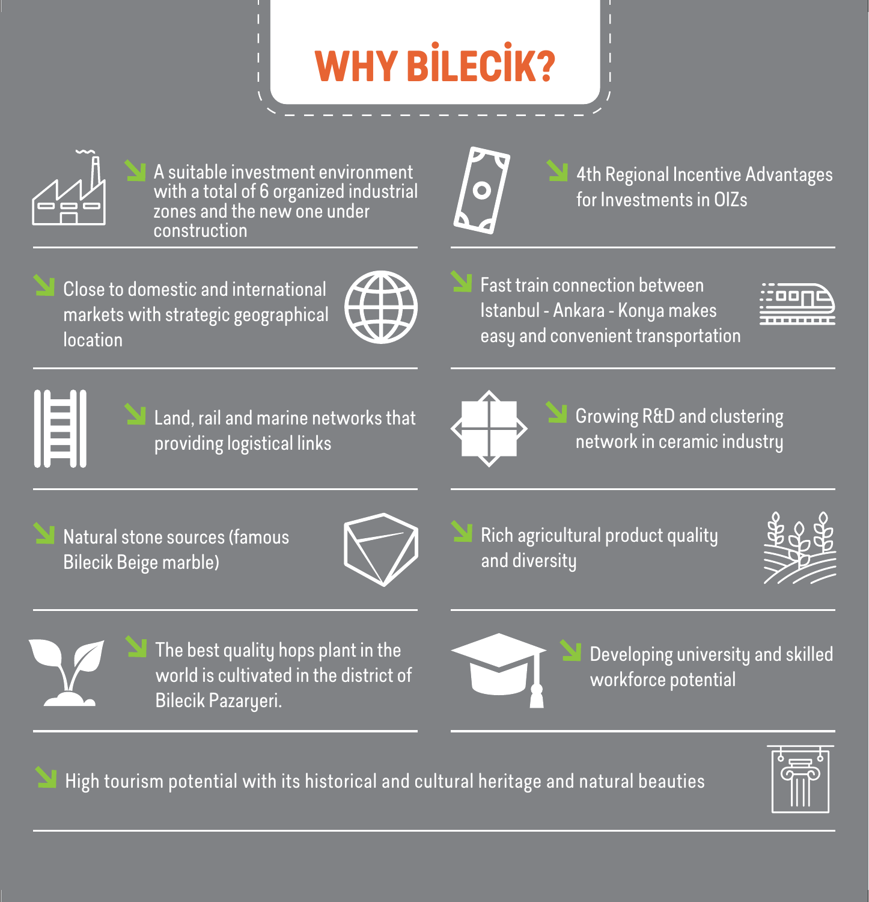# WHY BİLECİK?

- A suitable investment environment with a total of 6 organized industrial zones and the new one under construction
- 4th Regional Incentive Advantages for Investments in OIZs
- Close to domestic and international markets with strategic geographical location
- Fast train connection between Istanbul - Ankara - Konya makes easy and convenient transportation
- Land, rail and marine networks that providing logistical links
- Growing R&D and clustering network in ceramic industry
- Natural stone sources (famous Bilecik Beige marble)
- Rich agricultural product quality and diversity
- The best quality hops plant in the world is cultivated in the district of Bilecik Pazaryeri.
- Developing university and skilled workforce potential
- High tourism potential with its historical and cultural heritage and natural beauties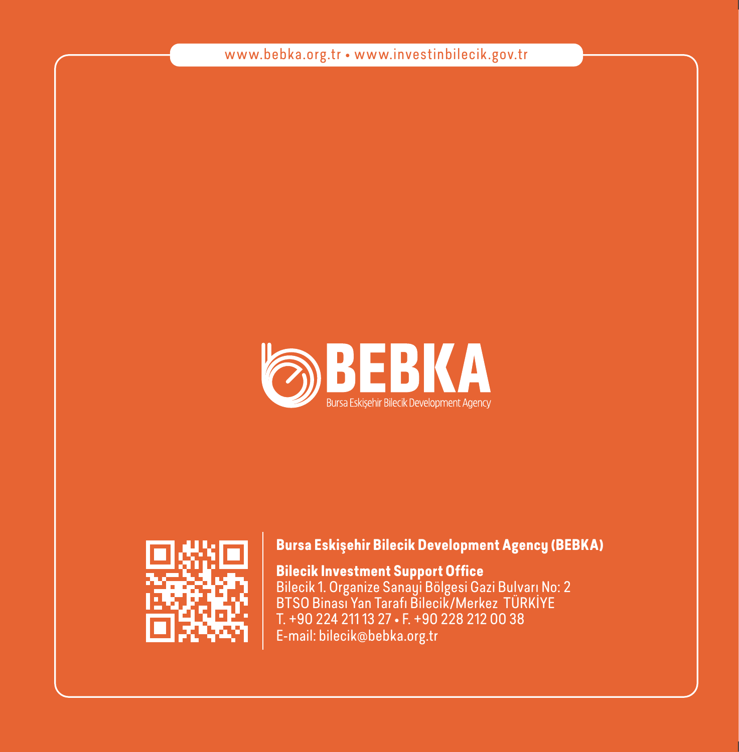www.bebka.org.tr • www.investinbilecik.gov.tr

BEBKA
Bursa Eskişehir Bilecik Development Agency

**Bursa Eskişehir Bilecik Development Agency (BEBKA)**

**Bilecik Investment Support Office**
Bilecik 1. Organize Sanayi Bölgesi Gazi Bulvarı No: 2
BTSO Binası Yan Tarafı Bilecik/Merkez TÜRKİYE
T. +90 224 211 13 27 • F. +90 228 212 00 38
E-mail: bilecik@bebka.org.tr